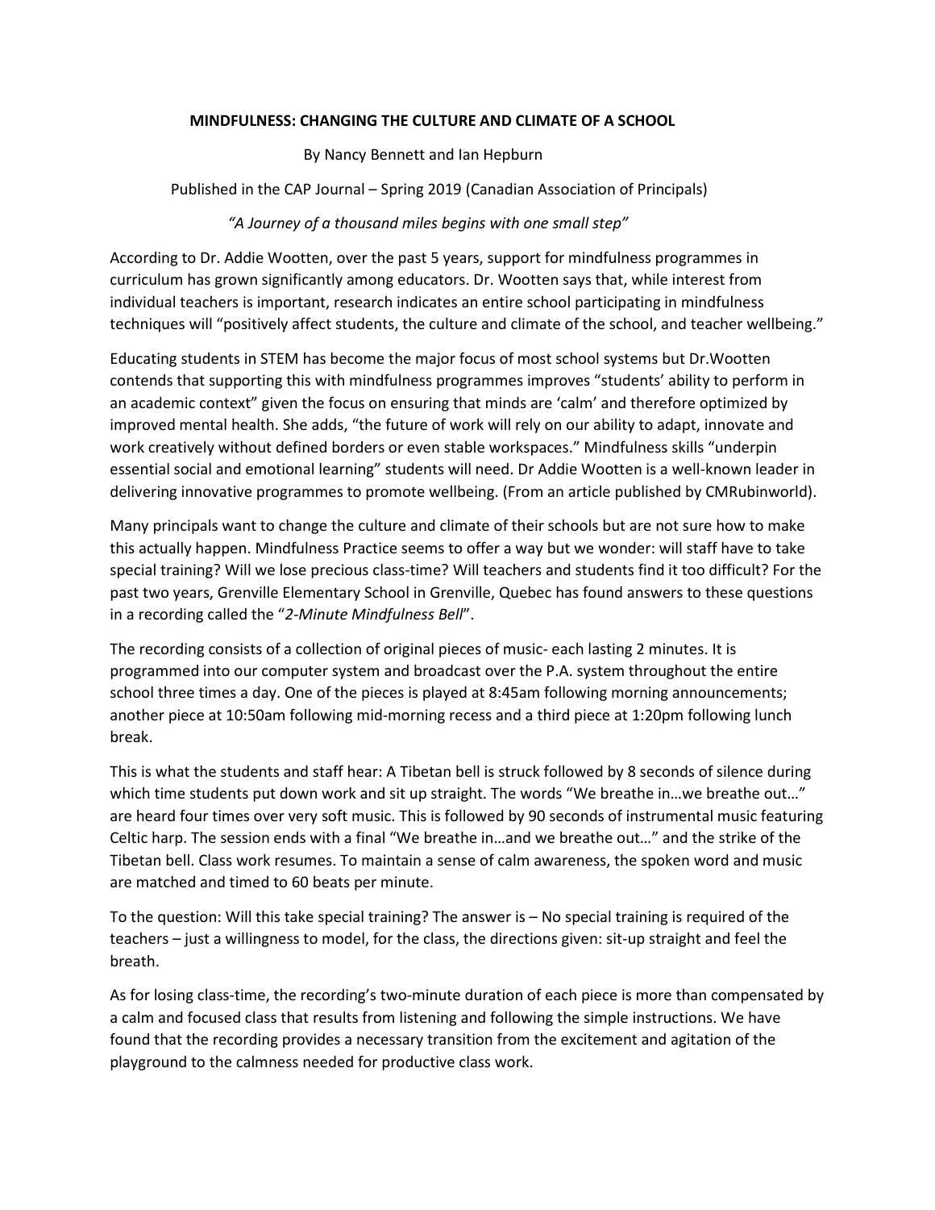# MINDFULNESS: CHANGING THE CULTURE AND CLIMATE OF A SCHOOL

By Nancy Bennett and Ian Hepburn

Published in the CAP Journal – Spring 2019 (Canadian Association of Principals)

*"A Journey of a thousand miles begins with one small step"*

According to Dr. Addie Wootten, over the past 5 years, support for mindfulness programmes in curriculum has grown significantly among educators. Dr. Wootten says that, while interest from individual teachers is important, research indicates an entire school participating in mindfulness techniques will "positively affect students, the culture and climate of the school, and teacher wellbeing."

Educating students in STEM has become the major focus of most school systems but Dr.Wootten contends that supporting this with mindfulness programmes improves "students' ability to perform in an academic context" given the focus on ensuring that minds are 'calm' and therefore optimized by improved mental health. She adds, "the future of work will rely on our ability to adapt, innovate and work creatively without defined borders or even stable workspaces." Mindfulness skills "underpin essential social and emotional learning" students will need. Dr Addie Wootten is a well-known leader in delivering innovative programmes to promote wellbeing. (From an article published by CMRubinworld).

Many principals want to change the culture and climate of their schools but are not sure how to make this actually happen. Mindfulness Practice seems to offer a way but we wonder: will staff have to take special training? Will we lose precious class-time? Will teachers and students find it too difficult? For the past two years, Grenville Elementary School in Grenville, Quebec has found answers to these questions in a recording called the "*2-Minute Mindfulness Bell*".

The recording consists of a collection of original pieces of music- each lasting 2 minutes. It is programmed into our computer system and broadcast over the P.A. system throughout the entire school three times a day. One of the pieces is played at 8:45am following morning announcements; another piece at 10:50am following mid-morning recess and a third piece at 1:20pm following lunch break.

This is what the students and staff hear: A Tibetan bell is struck followed by 8 seconds of silence during which time students put down work and sit up straight. The words "We breathe in…we breathe out…" are heard four times over very soft music. This is followed by 90 seconds of instrumental music featuring Celtic harp. The session ends with a final "We breathe in…and we breathe out…" and the strike of the Tibetan bell. Class work resumes. To maintain a sense of calm awareness, the spoken word and music are matched and timed to 60 beats per minute.

To the question: Will this take special training? The answer is – No special training is required of the teachers – just a willingness to model, for the class, the directions given: sit-up straight and feel the breath.

As for losing class-time, the recording's two-minute duration of each piece is more than compensated by a calm and focused class that results from listening and following the simple instructions. We have found that the recording provides a necessary transition from the excitement and agitation of the playground to the calmness needed for productive class work.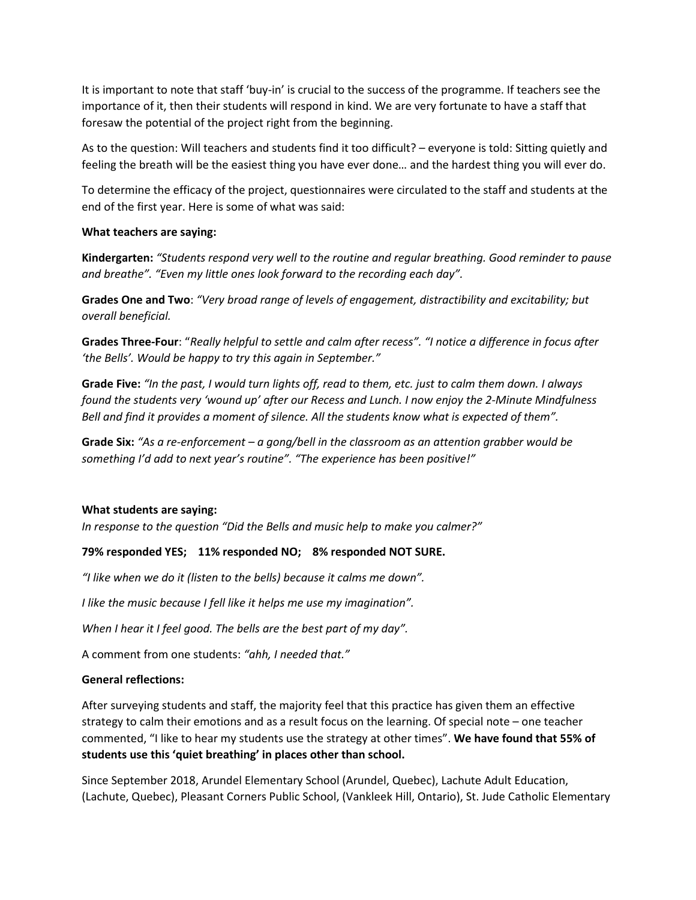It is important to note that staff 'buy-in' is crucial to the success of the programme. If teachers see the importance of it, then their students will respond in kind. We are very fortunate to have a staff that foresaw the potential of the project right from the beginning.

As to the question: Will teachers and students find it too difficult? – everyone is told: Sitting quietly and feeling the breath will be the easiest thing you have ever done… and the hardest thing you will ever do.

To determine the efficacy of the project, questionnaires were circulated to the staff and students at the end of the first year. Here is some of what was said:

**What teachers are saying:**

**Kindergarten:** *"Students respond very well to the routine and regular breathing. Good reminder to pause and breathe". "Even my little ones look forward to the recording each day".*

**Grades One and Two**: *"Very broad range of levels of engagement, distractibility and excitability; but overall beneficial.*

**Grades Three-Four**: "*Really helpful to settle and calm after recess". "I notice a difference in focus after 'the Bells'. Would be happy to try this again in September."*

**Grade Five:** *"In the past, I would turn lights off, read to them, etc. just to calm them down. I always found the students very 'wound up' after our Recess and Lunch. I now enjoy the 2-Minute Mindfulness Bell and find it provides a moment of silence. All the students know what is expected of them".*

**Grade Six:** *"As a re-enforcement – a gong/bell in the classroom as an attention grabber would be something I'd add to next year's routine". "The experience has been positive!"*

**What students are saying:**

*In response to the question "Did the Bells and music help to make you calmer?"*

**79% responded YES; 11% responded NO; 8% responded NOT SURE.**

*"I like when we do it (listen to the bells) because it calms me down".*

*I like the music because I fell like it helps me use my imagination".*

*When I hear it I feel good. The bells are the best part of my day".*

A comment from one students: *"ahh, I needed that."*

**General reflections:**

After surveying students and staff, the majority feel that this practice has given them an effective strategy to calm their emotions and as a result focus on the learning. Of special note – one teacher commented, "I like to hear my students use the strategy at other times". **We have found that 55% of students use this 'quiet breathing' in places other than school.**

Since September 2018, Arundel Elementary School (Arundel, Quebec), Lachute Adult Education, (Lachute, Quebec), Pleasant Corners Public School, (Vankleek Hill, Ontario), St. Jude Catholic Elementary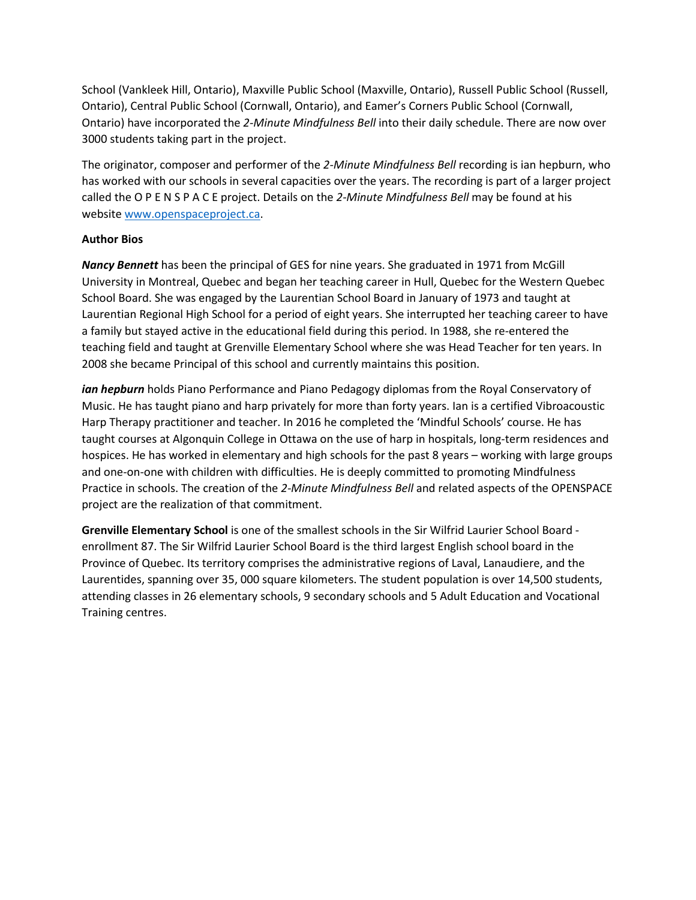School (Vankleek Hill, Ontario), Maxville Public School (Maxville, Ontario), Russell Public School (Russell, Ontario), Central Public School (Cornwall, Ontario), and Eamer's Corners Public School (Cornwall, Ontario) have incorporated the *2-Minute Mindfulness Bell* into their daily schedule. There are now over 3000 students taking part in the project.

The originator, composer and performer of the *2-Minute Mindfulness Bell* recording is ian hepburn, who has worked with our schools in several capacities over the years. The recording is part of a larger project called the O P E N S P A C E project. Details on the *2-Minute Mindfulness Bell* may be found at his website [www.openspaceproject.ca](http://www.openspaceproject.ca).

**Author Bios**

***Nancy Bennett*** has been the principal of GES for nine years. She graduated in 1971 from McGill University in Montreal, Quebec and began her teaching career in Hull, Quebec for the Western Quebec School Board. She was engaged by the Laurentian School Board in January of 1973 and taught at Laurentian Regional High School for a period of eight years. She interrupted her teaching career to have a family but stayed active in the educational field during this period. In 1988, she re-entered the teaching field and taught at Grenville Elementary School where she was Head Teacher for ten years. In 2008 she became Principal of this school and currently maintains this position.

***ian hepburn*** holds Piano Performance and Piano Pedagogy diplomas from the Royal Conservatory of Music. He has taught piano and harp privately for more than forty years. Ian is a certified Vibroacoustic Harp Therapy practitioner and teacher. In 2016 he completed the 'Mindful Schools' course. He has taught courses at Algonquin College in Ottawa on the use of harp in hospitals, long-term residences and hospices. He has worked in elementary and high schools for the past 8 years – working with large groups and one-on-one with children with difficulties. He is deeply committed to promoting Mindfulness Practice in schools. The creation of the *2-Minute Mindfulness Bell* and related aspects of the OPENSPACE project are the realization of that commitment.

**Grenville Elementary School** is one of the smallest schools in the Sir Wilfrid Laurier School Board - enrollment 87. The Sir Wilfrid Laurier School Board is the third largest English school board in the Province of Quebec. Its territory comprises the administrative regions of Laval, Lanaudiere, and the Laurentides, spanning over 35, 000 square kilometers. The student population is over 14,500 students, attending classes in 26 elementary schools, 9 secondary schools and 5 Adult Education and Vocational Training centres.